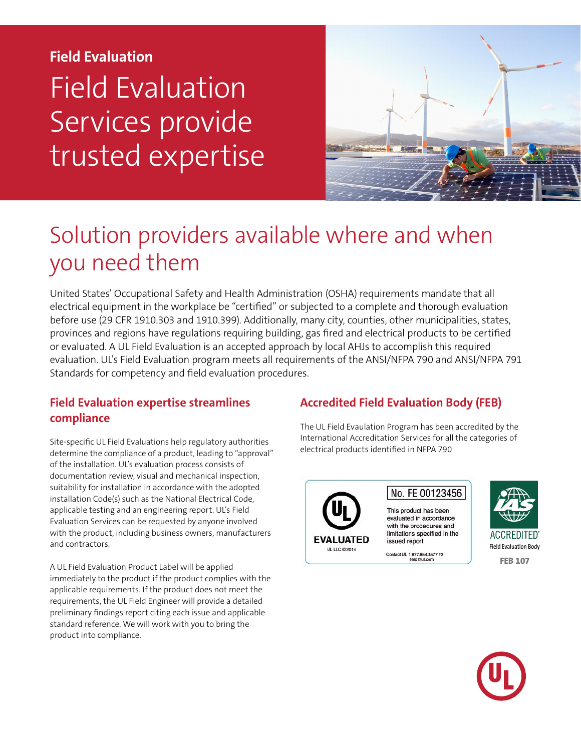**Field Evaluation**

# Field Evaluation Services provide trusted expertise

## Solution providers available where and when you need them

United States' Occupational Safety and Health Administration (OSHA) requirements mandate that all electrical equipment in the workplace be "certified" or subjected to a complete and thorough evaluation before use (29 CFR 1910.303 and 1910.399). Additionally, many city, counties, other municipalities, states, provinces and regions have regulations requiring building, gas fired and electrical products to be certified or evaluated. A UL Field Evaluation is an accepted approach by local AHJs to accomplish this required evaluation. UL's Field Evaluation program meets all requirements of the ANSI/NFPA 790 and ANSI/NFPA 791 Standards for competency and field evaluation procedures.

### Field Evaluation expertise streamlines compliance

Site-specific UL Field Evaluations help regulatory authorities determine the compliance of a product, leading to "approval" of the installation. UL's evaluation process consists of documentation review, visual and mechanical inspection, suitability for installation in accordance with the adopted installation Code(s) such as the National Electrical Code, applicable testing and an engineering report. UL's Field Evaluation Services can be requested by anyone involved with the product, including business owners, manufacturers and contractors.

A UL Field Evaluation Product Label will be applied immediately to the product if the product complies with the applicable requirements. If the product does not meet the requirements, the UL Field Engineer will provide a detailed preliminary findings report citing each issue and applicable standard reference. We will work with you to bring the product into compliance.

### Accredited Field Evaluation Body (FEB)

The UL Field Evaulation Program has been accredited by the International Accreditation Services for all the categories of electrical products identified in NFPA 790

EVALUATED

UL LLC ©2014

No. FE 00123456

This product has been evaluated in accordance with the procedures and limitations specified in the issued report

Contact UL 1.877.854.3577 #2 field@ul.com

ACCREDITED

Field Evaluation Body

FEB 107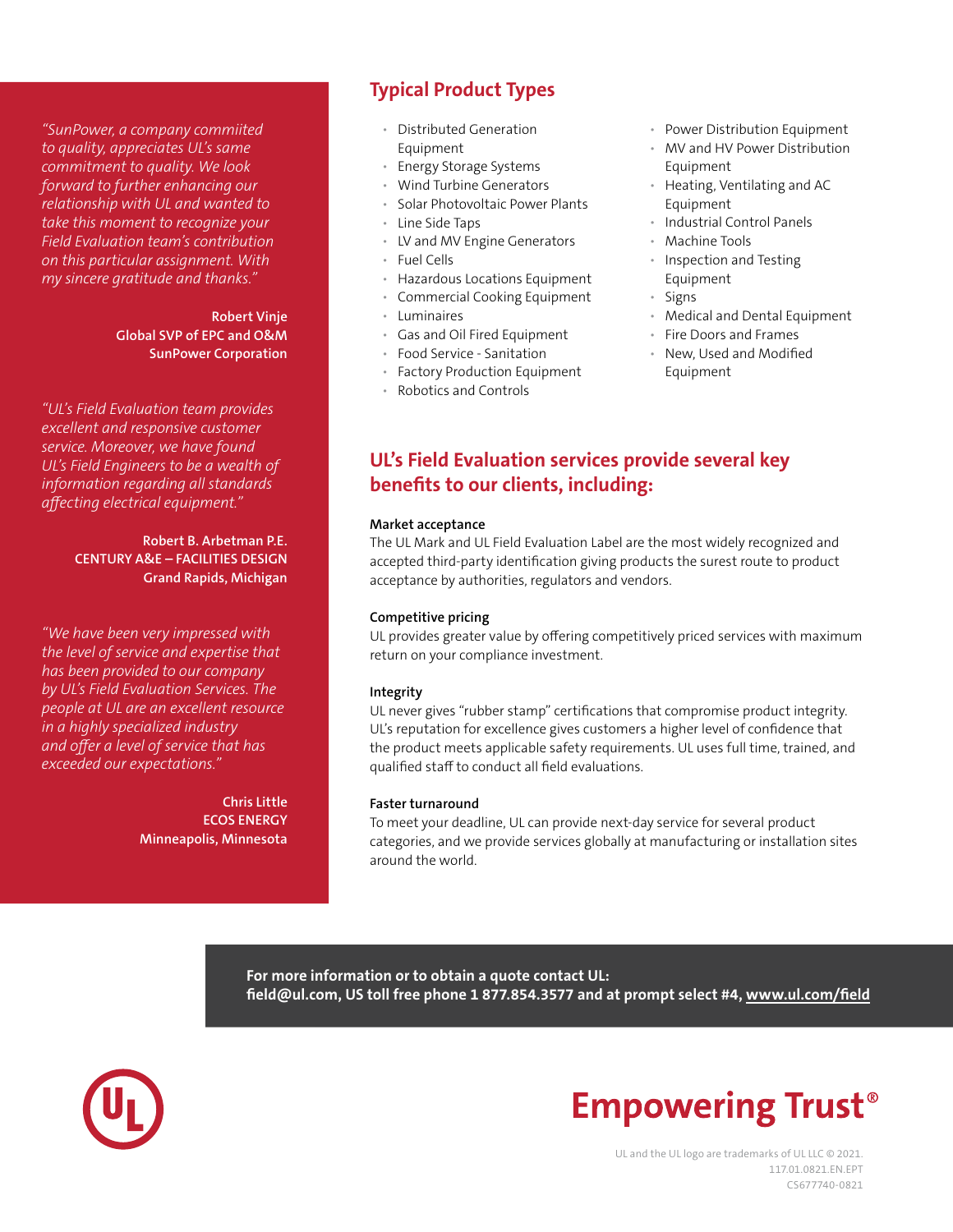*"SunPower, a company commiited to quality, appreciates UL's same commitment to quality. We look forward to further enhancing our relationship with UL and wanted to take this moment to recognize your Field Evaluation team's contribution on this particular assignment. With my sincere gratitude and thanks."*

**Robert Vinje**
**Global SVP of EPC and O&M**
**SunPower Corporation**

*"UL's Field Evaluation team provides excellent and responsive customer service. Moreover, we have found UL's Field Engineers to be a wealth of information regarding all standards affecting electrical equipment."*

**Robert B. Arbetman P.E.**
**CENTURY A&E – FACILITIES DESIGN**
**Grand Rapids, Michigan**

*"We have been very impressed with the level of service and expertise that has been provided to our company by UL's Field Evaluation Services. The people at UL are an excellent resource in a highly specialized industry and offer a level of service that has exceeded our expectations."*

**Chris Little**
**ECOS ENERGY**
**Minneapolis, Minnesota**

## Typical Product Types

- Distributed Generation Equipment
- Energy Storage Systems
- Wind Turbine Generators
- Solar Photovoltaic Power Plants
- Line Side Taps
- LV and MV Engine Generators
- Fuel Cells
- Hazardous Locations Equipment
- Commercial Cooking Equipment
- Luminaires
- Gas and Oil Fired Equipment
- Food Service - Sanitation
- Factory Production Equipment
- Robotics and Controls
- Power Distribution Equipment
- MV and HV Power Distribution Equipment
- Heating, Ventilating and AC Equipment
- Industrial Control Panels
- Machine Tools
- Inspection and Testing Equipment
- Signs
- Medical and Dental Equipment
- Fire Doors and Frames
- New, Used and Modified Equipment

## UL's Field Evaluation services provide several key benefits to our clients, including:

**Market acceptance**
The UL Mark and UL Field Evaluation Label are the most widely recognized and accepted third-party identification giving products the surest route to product acceptance by authorities, regulators and vendors.

**Competitive pricing**
UL provides greater value by offering competitively priced services with maximum return on your compliance investment.

**Integrity**
UL never gives "rubber stamp" certifications that compromise product integrity. UL's reputation for excellence gives customers a higher level of confidence that the product meets applicable safety requirements. UL uses full time, trained, and qualified staff to conduct all field evaluations.

**Faster turnaround**
To meet your deadline, UL can provide next-day service for several product categories, and we provide services globally at manufacturing or installation sites around the world.

**For more information or to obtain a quote contact UL:**
**field@ul.com, US toll free phone 1 877.854.3577 and at prompt select #4, www.ul.com/field**

# Empowering Trust®

UL and the UL logo are trademarks of UL LLC © 2021.
117.01.0821.EN.EPT
CS677740-0821